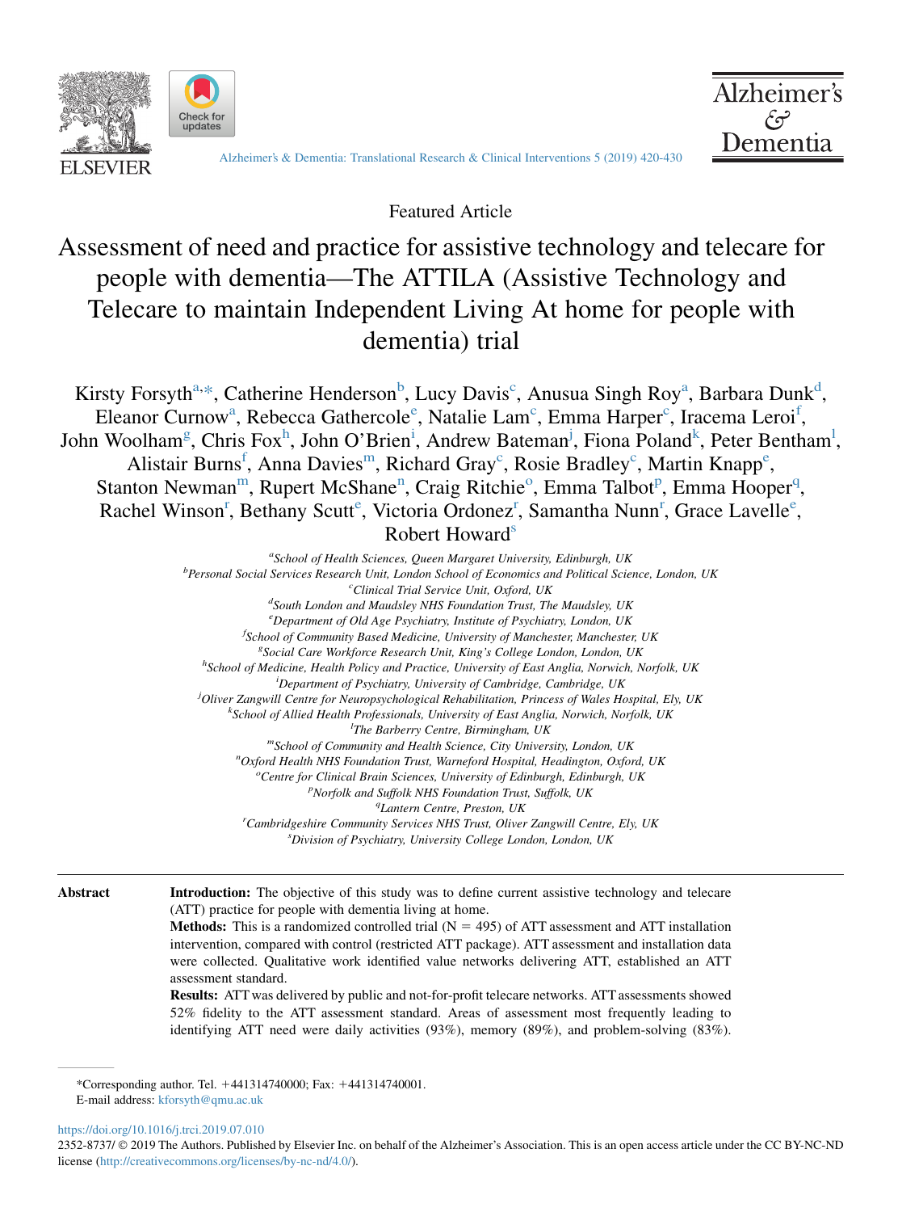Featured Article

# Assessment of need and practice for assistive technology and telecare for people with dementia—The ATTILA (Assistive Technology and Telecare to maintain Independent Living At home for people with dementia) trial

Kirsty Forsyth[a,*], Catherine Henderson[b], Lucy Davis[c], Anusua Singh Roy[a], Barbara Dunk[d], Eleanor Curnow[a], Rebecca Gathercole[e], Natalie Lam[c], Emma Harper[c], Iracema Leroi[f], John Woolham[g], Chris Fox[h], John O'Brien[i], Andrew Bateman[j], Fiona Poland[k], Peter Bentham[l], Alistair Burns[f], Anna Davies[m], Richard Gray[c], Rosie Bradley[c], Martin Knapp[e], Stanton Newman[m], Rupert McShane[n], Craig Ritchie[o], Emma Talbot[p], Emma Hooper[q], Rachel Winson[r], Bethany Scutt[e], Victoria Ordonez[r], Samantha Nunn[r], Grace Lavelle[e], Robert Howard[s]

[a]School of Health Sciences, Queen Margaret University, Edinburgh, UK
[b]Personal Social Services Research Unit, London School of Economics and Political Science, London, UK
[c]Clinical Trial Service Unit, Oxford, UK
[d]South London and Maudsley NHS Foundation Trust, The Maudsley, UK
[e]Department of Old Age Psychiatry, Institute of Psychiatry, London, UK
[f]School of Community Based Medicine, University of Manchester, Manchester, UK
[g]Social Care Workforce Research Unit, King's College London, London, UK
[h]School of Medicine, Health Policy and Practice, University of East Anglia, Norwich, Norfolk, UK
[i]Department of Psychiatry, University of Cambridge, Cambridge, UK
[j]Oliver Zangwill Centre for Neuropsychological Rehabilitation, Princess of Wales Hospital, Ely, UK
[k]School of Allied Health Professionals, University of East Anglia, Norwich, Norfolk, UK
[l]The Barberry Centre, Birmingham, UK
[m]School of Community and Health Science, City University, London, UK
[n]Oxford Health NHS Foundation Trust, Warneford Hospital, Headington, Oxford, UK
[o]Centre for Clinical Brain Sciences, University of Edinburgh, Edinburgh, UK
[p]Norfolk and Suffolk NHS Foundation Trust, Suffolk, UK
[q]Lantern Centre, Preston, UK
[r]Cambridgeshire Community Services NHS Trust, Oliver Zangwill Centre, Ely, UK
[s]Division of Psychiatry, University College London, London, UK

**Abstract**

**Introduction:** The objective of this study was to define current assistive technology and telecare (ATT) practice for people with dementia living at home.

**Methods:** This is a randomized controlled trial (N = 495) of ATT assessment and ATT installation intervention, compared with control (restricted ATT package). ATT assessment and installation data were collected. Qualitative work identified value networks delivering ATT, established an ATT assessment standard.

**Results:** ATT was delivered by public and not-for-profit telecare networks. ATT assessments showed 52% fidelity to the ATT assessment standard. Areas of assessment most frequently leading to identifying ATT need were daily activities (93%), memory (89%), and problem-solving (83%).

*Corresponding author. Tel. +441314740000; Fax: +441314740001.
E-mail address: kforsyth@qmu.ac.uk

https://doi.org/10.1016/j.trci.2019.07.010
2352-8737/ © 2019 The Authors. Published by Elsevier Inc. on behalf of the Alzheimer's Association. This is an open access article under the CC BY-NC-ND license (http://creativecommons.org/licenses/by-nc-nd/4.0/).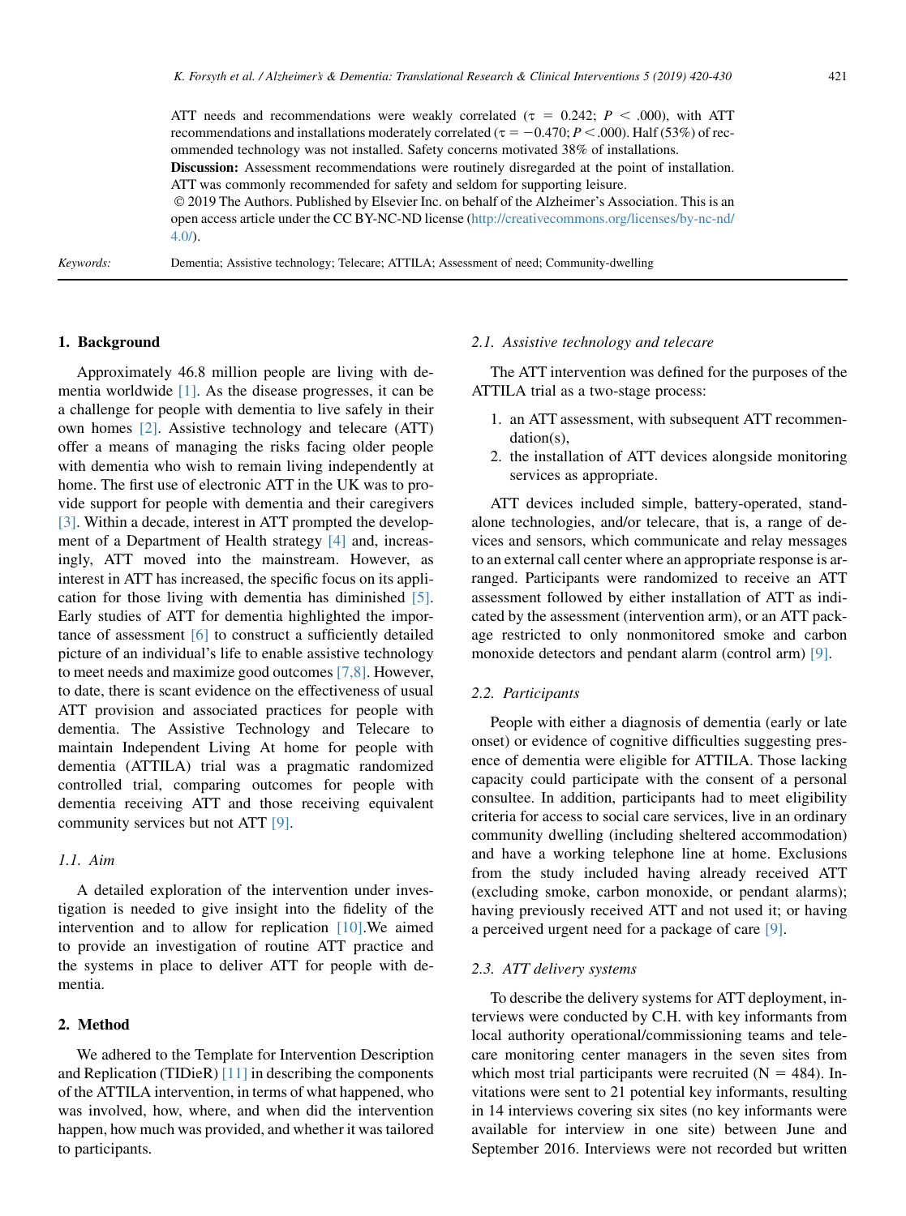ATT needs and recommendations were weakly correlated ($\tau = 0.242$; $P < .000$), with ATT recommendations and installations moderately correlated ($\tau = -0.470$; $P < .000$). Half (53%) of recommended technology was not installed. Safety concerns motivated 38% of installations.

**Discussion:** Assessment recommendations were routinely disregarded at the point of installation. ATT was commonly recommended for safety and seldom for supporting leisure.

© 2019 The Authors. Published by Elsevier Inc. on behalf of the Alzheimer's Association. This is an open access article under the CC BY-NC-ND license (http://creativecommons.org/licenses/by-nc-nd/4.0/).

*Keywords:* Dementia; Assistive technology; Telecare; ATTILA; Assessment of need; Community-dwelling

## 1. Background

Approximately 46.8 million people are living with dementia worldwide [1]. As the disease progresses, it can be a challenge for people with dementia to live safely in their own homes [2]. Assistive technology and telecare (ATT) offer a means of managing the risks facing older people with dementia who wish to remain living independently at home. The first use of electronic ATT in the UK was to provide support for people with dementia and their caregivers [3]. Within a decade, interest in ATT prompted the development of a Department of Health strategy [4] and, increasingly, ATT moved into the mainstream. However, as interest in ATT has increased, the specific focus on its application for those living with dementia has diminished [5]. Early studies of ATT for dementia highlighted the importance of assessment [6] to construct a sufficiently detailed picture of an individual's life to enable assistive technology to meet needs and maximize good outcomes [7,8]. However, to date, there is scant evidence on the effectiveness of usual ATT provision and associated practices for people with dementia. The Assistive Technology and Telecare to maintain Independent Living At home for people with dementia (ATTILA) trial was a pragmatic randomized controlled trial, comparing outcomes for people with dementia receiving ATT and those receiving equivalent community services but not ATT [9].

### 1.1. Aim

A detailed exploration of the intervention under investigation is needed to give insight into the fidelity of the intervention and to allow for replication [10].We aimed to provide an investigation of routine ATT practice and the systems in place to deliver ATT for people with dementia.

## 2. Method

We adhered to the Template for Intervention Description and Replication (TIDieR) [11] in describing the components of the ATTILA intervention, in terms of what happened, who was involved, how, where, and when did the intervention happen, how much was provided, and whether it was tailored to participants.

### 2.1. Assistive technology and telecare

The ATT intervention was defined for the purposes of the ATTILA trial as a two-stage process:

1. an ATT assessment, with subsequent ATT recommendation(s),
2. the installation of ATT devices alongside monitoring services as appropriate.

ATT devices included simple, battery-operated, stand-alone technologies, and/or telecare, that is, a range of devices and sensors, which communicate and relay messages to an external call center where an appropriate response is arranged. Participants were randomized to receive an ATT assessment followed by either installation of ATT as indicated by the assessment (intervention arm), or an ATT package restricted to only nonmonitored smoke and carbon monoxide detectors and pendant alarm (control arm) [9].

### 2.2. Participants

People with either a diagnosis of dementia (early or late onset) or evidence of cognitive difficulties suggesting presence of dementia were eligible for ATTILA. Those lacking capacity could participate with the consent of a personal consultee. In addition, participants had to meet eligibility criteria for access to social care services, live in an ordinary community dwelling (including sheltered accommodation) and have a working telephone line at home. Exclusions from the study included having already received ATT (excluding smoke, carbon monoxide, or pendant alarms); having previously received ATT and not used it; or having a perceived urgent need for a package of care [9].

### 2.3. ATT delivery systems

To describe the delivery systems for ATT deployment, interviews were conducted by C.H. with key informants from local authority operational/commissioning teams and telecare monitoring center managers in the seven sites from which most trial participants were recruited (N = 484). Invitations were sent to 21 potential key informants, resulting in 14 interviews covering six sites (no key informants were available for interview in one site) between June and September 2016. Interviews were not recorded but written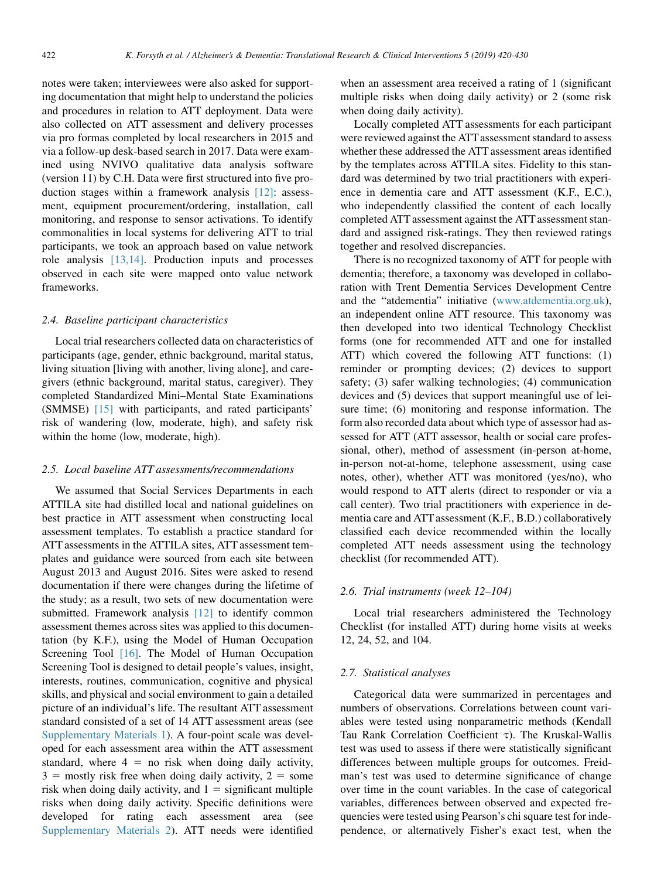notes were taken; interviewees were also asked for supporting documentation that might help to understand the policies and procedures in relation to ATT deployment. Data were also collected on ATT assessment and delivery processes via pro formas completed by local researchers in 2015 and via a follow-up desk-based search in 2017. Data were examined using NVIVO qualitative data analysis software (version 11) by C.H. Data were first structured into five production stages within a framework analysis [12]: assessment, equipment procurement/ordering, installation, call monitoring, and response to sensor activations. To identify commonalities in local systems for delivering ATT to trial participants, we took an approach based on value network role analysis [13,14]. Production inputs and processes observed in each site were mapped onto value network frameworks.

### 2.4. Baseline participant characteristics

Local trial researchers collected data on characteristics of participants (age, gender, ethnic background, marital status, living situation [living with another, living alone], and caregivers (ethnic background, marital status, caregiver). They completed Standardized Mini–Mental State Examinations (SMMSE) [15] with participants, and rated participants' risk of wandering (low, moderate, high), and safety risk within the home (low, moderate, high).

### 2.5. Local baseline ATT assessments/recommendations

We assumed that Social Services Departments in each ATTILA site had distilled local and national guidelines on best practice in ATT assessment when constructing local assessment templates. To establish a practice standard for ATT assessments in the ATTILA sites, ATT assessment templates and guidance were sourced from each site between August 2013 and August 2016. Sites were asked to resend documentation if there were changes during the lifetime of the study; as a result, two sets of new documentation were submitted. Framework analysis [12] to identify common assessment themes across sites was applied to this documentation (by K.F.), using the Model of Human Occupation Screening Tool [16]. The Model of Human Occupation Screening Tool is designed to detail people's values, insight, interests, routines, communication, cognitive and physical skills, and physical and social environment to gain a detailed picture of an individual's life. The resultant ATT assessment standard consisted of a set of 14 ATT assessment areas (see Supplementary Materials 1). A four-point scale was developed for each assessment area within the ATT assessment standard, where 4 = no risk when doing daily activity, 3 = mostly risk free when doing daily activity, 2 = some risk when doing daily activity, and 1 = significant multiple risks when doing daily activity. Specific definitions were developed for rating each assessment area (see Supplementary Materials 2). ATT needs were identified when an assessment area received a rating of 1 (significant multiple risks when doing daily activity) or 2 (some risk when doing daily activity).

Locally completed ATT assessments for each participant were reviewed against the ATT assessment standard to assess whether these addressed the ATT assessment areas identified by the templates across ATTILA sites. Fidelity to this standard was determined by two trial practitioners with experience in dementia care and ATT assessment (K.F., E.C.), who independently classified the content of each locally completed ATT assessment against the ATT assessment standard and assigned risk-ratings. They then reviewed ratings together and resolved discrepancies.

There is no recognized taxonomy of ATT for people with dementia; therefore, a taxonomy was developed in collaboration with Trent Dementia Services Development Centre and the "atdementia" initiative (www.atdementia.org.uk), an independent online ATT resource. This taxonomy was then developed into two identical Technology Checklist forms (one for recommended ATT and one for installed ATT) which covered the following ATT functions: (1) reminder or prompting devices; (2) devices to support safety; (3) safer walking technologies; (4) communication devices and (5) devices that support meaningful use of leisure time; (6) monitoring and response information. The form also recorded data about which type of assessor had assessed for ATT (ATT assessor, health or social care professional, other), method of assessment (in-person at-home, in-person not-at-home, telephone assessment, using case notes, other), whether ATT was monitored (yes/no), who would respond to ATT alerts (direct to responder or via a call center). Two trial practitioners with experience in dementia care and ATT assessment (K.F., B.D.) collaboratively classified each device recommended within the locally completed ATT needs assessment using the technology checklist (for recommended ATT).

### 2.6. Trial instruments (week 12–104)

Local trial researchers administered the Technology Checklist (for installed ATT) during home visits at weeks 12, 24, 52, and 104.

### 2.7. Statistical analyses

Categorical data were summarized in percentages and numbers of observations. Correlations between count variables were tested using nonparametric methods (Kendall Tau Rank Correlation Coefficient $\tau$). The Kruskal-Wallis test was used to assess if there were statistically significant differences between multiple groups for outcomes. Freidman's test was used to determine significance of change over time in the count variables. In the case of categorical variables, differences between observed and expected frequencies were tested using Pearson's chi square test for independence, or alternatively Fisher's exact test, when the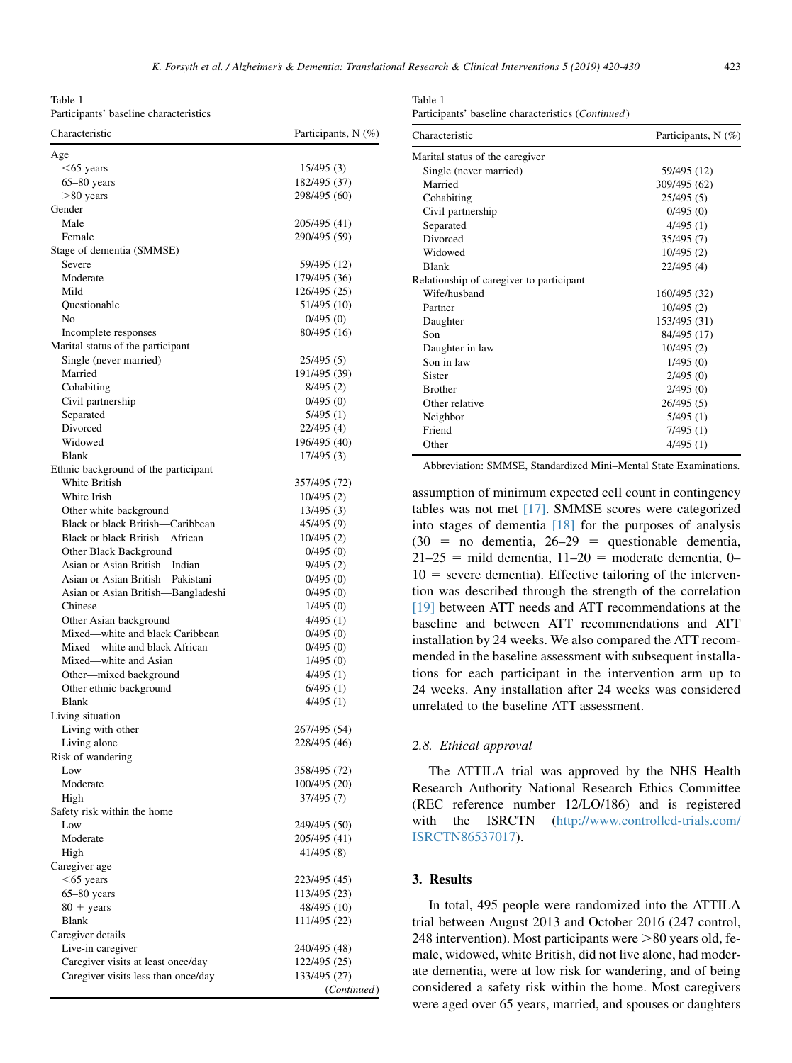Table 1

Participants' baseline characteristics

| Characteristic | Participants, N (%) |
|---|---|
| Age | |
| <65 years | 15/495 (3) |
| 65–80 years | 182/495 (37) |
| >80 years | 298/495 (60) |
| Gender | |
| Male | 205/495 (41) |
| Female | 290/495 (59) |
| Stage of dementia (SMMSE) | |
| Severe | 59/495 (12) |
| Moderate | 179/495 (36) |
| Mild | 126/495 (25) |
| Questionable | 51/495 (10) |
| No | 0/495 (0) |
| Incomplete responses | 80/495 (16) |
| Marital status of the participant | |
| Single (never married) | 25/495 (5) |
| Married | 191/495 (39) |
| Cohabiting | 8/495 (2) |
| Civil partnership | 0/495 (0) |
| Separated | 5/495 (1) |
| Divorced | 22/495 (4) |
| Widowed | 196/495 (40) |
| Blank | 17/495 (3) |
| Ethnic background of the participant | |
| White British | 357/495 (72) |
| White Irish | 10/495 (2) |
| Other white background | 13/495 (3) |
| Black or black British—Caribbean | 45/495 (9) |
| Black or black British—African | 10/495 (2) |
| Other Black Background | 0/495 (0) |
| Asian or Asian British—Indian | 9/495 (2) |
| Asian or Asian British—Pakistani | 0/495 (0) |
| Asian or Asian British—Bangladeshi | 0/495 (0) |
| Chinese | 1/495 (0) |
| Other Asian background | 4/495 (1) |
| Mixed—white and black Caribbean | 0/495 (0) |
| Mixed—white and black African | 0/495 (0) |
| Mixed—white and Asian | 1/495 (0) |
| Other—mixed background | 4/495 (1) |
| Other ethnic background | 6/495 (1) |
| Blank | 4/495 (1) |
| Living situation | |
| Living with other | 267/495 (54) |
| Living alone | 228/495 (46) |
| Risk of wandering | |
| Low | 358/495 (72) |
| Moderate | 100/495 (20) |
| High | 37/495 (7) |
| Safety risk within the home | |
| Low | 249/495 (50) |
| Moderate | 205/495 (41) |
| High | 41/495 (8) |
| Caregiver age | |
| <65 years | 223/495 (45) |
| 65–80 years | 113/495 (23) |
| 80 + years | 48/495 (10) |
| Blank | 111/495 (22) |
| Caregiver details | |
| Live-in caregiver | 240/495 (48) |
| Caregiver visits at least once/day | 122/495 (25) |
| Caregiver visits less than once/day | 133/495 (27) |
| Marital status of the caregiver | |
| Single (never married) | 59/495 (12) |
| Married | 309/495 (62) |
| Cohabiting | 25/495 (5) |
| Civil partnership | 0/495 (0) |
| Separated | 4/495 (1) |
| Divorced | 35/495 (7) |
| Widowed | 10/495 (2) |
| Blank | 22/495 (4) |
| Relationship of caregiver to participant | |
| Wife/husband | 160/495 (32) |
| Partner | 10/495 (2) |
| Daughter | 153/495 (31) |
| Son | 84/495 (17) |
| Daughter in law | 10/495 (2) |
| Son in law | 1/495 (0) |
| Sister | 2/495 (0) |
| Brother | 2/495 (0) |
| Other relative | 26/495 (5) |
| Neighbor | 5/495 (1) |
| Friend | 7/495 (1) |
| Other | 4/495 (1) |

Abbreviation: SMMSE, Standardized Mini–Mental State Examinations.

assumption of minimum expected cell count in contingency tables was not met [17]. SMMSE scores were categorized into stages of dementia [18] for the purposes of analysis (30 = no dementia, 26–29 = questionable dementia, 21–25 = mild dementia, 11–20 = moderate dementia, 0–10 = severe dementia). Effective tailoring of the intervention was described through the strength of the correlation [19] between ATT needs and ATT recommendations at the baseline and between ATT recommendations and ATT installation by 24 weeks. We also compared the ATT recommended in the baseline assessment with subsequent installations for each participant in the intervention arm up to 24 weeks. Any installation after 24 weeks was considered unrelated to the baseline ATT assessment.

### 2.8. Ethical approval

The ATTILA trial was approved by the NHS Health Research Authority National Research Ethics Committee (REC reference number 12/LO/186) and is registered with the ISRCTN (http://www.controlled-trials.com/ISRCTN86537017).

## 3. Results

In total, 495 people were randomized into the ATTILA trial between August 2013 and October 2016 (247 control, 248 intervention). Most participants were >80 years old, female, widowed, white British, did not live alone, had moderate dementia, were at low risk for wandering, and of being considered a safety risk within the home. Most caregivers were aged over 65 years, married, and spouses or daughters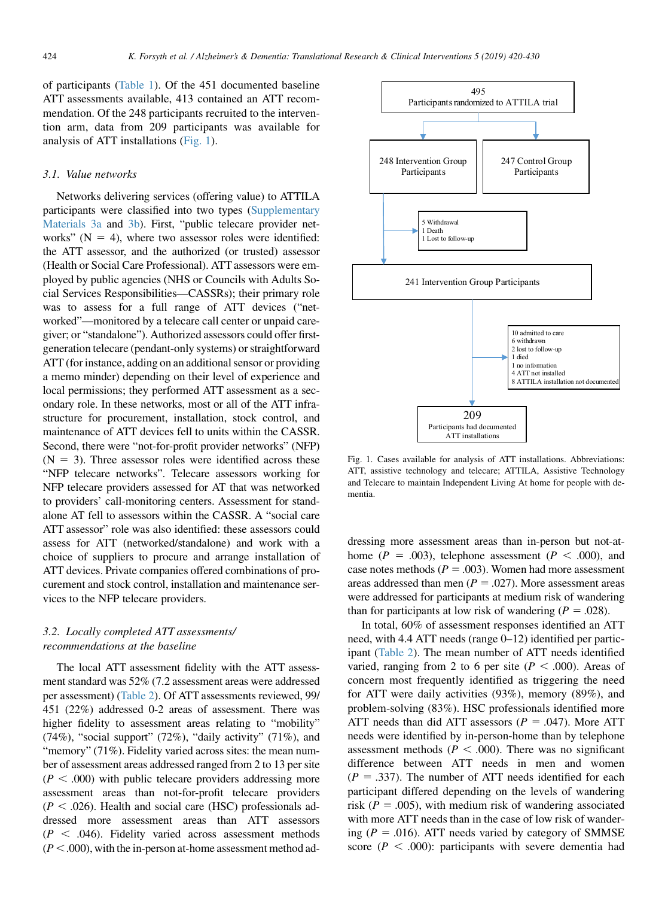of participants (Table 1). Of the 451 documented baseline ATT assessments available, 413 contained an ATT recommendation. Of the 248 participants recruited to the intervention arm, data from 209 participants was available for analysis of ATT installations (Fig. 1).

### 3.1. Value networks

Networks delivering services (offering value) to ATTILA participants were classified into two types (Supplementary Materials 3a and 3b). First, "public telecare provider networks" (N = 4), where two assessor roles were identified: the ATT assessor, and the authorized (or trusted) assessor (Health or Social Care Professional). ATT assessors were employed by public agencies (NHS or Councils with Adults Social Services Responsibilities—CASSRs); their primary role was to assess for a full range of ATT devices ("networked"—monitored by a telecare call center or unpaid caregiver; or "standalone"). Authorized assessors could offer first-generation telecare (pendant-only systems) or straightforward ATT (for instance, adding on an additional sensor or providing a memo minder) depending on their level of experience and local permissions; they performed ATT assessment as a secondary role. In these networks, most or all of the ATT infrastructure for procurement, installation, stock control, and maintenance of ATT devices fell to units within the CASSR. Second, there were "not-for-profit provider networks" (NFP) (N = 3). Three assessor roles were identified across these "NFP telecare networks". Telecare assessors working for NFP telecare providers assessed for AT that was networked to providers' call-monitoring centers. Assessment for standalone AT fell to assessors within the CASSR. A "social care ATT assessor" role was also identified: these assessors could assess for ATT (networked/standalone) and work with a choice of suppliers to procure and arrange installation of ATT devices. Private companies offered combinations of procurement and stock control, installation and maintenance services to the NFP telecare providers.

### 3.2. Locally completed ATT assessments/recommendations at the baseline

The local ATT assessment fidelity with the ATT assessment standard was 52% (7.2 assessment areas were addressed per assessment) (Table 2). Of ATT assessments reviewed, 99/451 (22%) addressed 0-2 areas of assessment. There was higher fidelity to assessment areas relating to "mobility" (74%), "social support" (72%), "daily activity" (71%), and "memory" (71%). Fidelity varied across sites: the mean number of assessment areas addressed ranged from 2 to 13 per site ($P < .000$) with public telecare providers addressing more assessment areas than not-for-profit telecare providers ($P < .026$). Health and social care (HSC) professionals addressed more assessment areas than ATT assessors ($P < .046$). Fidelity varied across assessment methods ($P < .000$), with the in-person at-home assessment method addressing more assessment areas than in-person but not-at-home ($P = .003$), telephone assessment ($P < .000$), and case notes methods ($P = .003$). Women had more assessment areas addressed than men ($P = .027$). More assessment areas were addressed for participants at medium risk of wandering than for participants at low risk of wandering ($P = .028$).

In total, 60% of assessment responses identified an ATT need, with 4.4 ATT needs (range 0–12) identified per participant (Table 2). The mean number of ATT needs identified varied, ranging from 2 to 6 per site ($P < .000$). Areas of concern most frequently identified as triggering the need for ATT were daily activities (93%), memory (89%), and problem-solving (83%). HSC professionals identified more ATT needs than did ATT assessors ($P = .047$). More ATT needs were identified by in-person-home than by telephone assessment methods ($P < .000$). There was no significant difference between ATT needs in men and women ($P = .337$). The number of ATT needs identified for each participant differed depending on the levels of wandering risk ($P = .005$), with medium risk of wandering associated with more ATT needs than in the case of low risk of wandering ($P = .016$). ATT needs varied by category of SMMSE score ($P < .000$): participants with severe dementia had

495
Participants randomized to ATTILA trial

248 Intervention Group Participants | 247 Control Group Participants

5 Withdrawal
1 Death
1 Lost to follow-up

241 Intervention Group Participants

10 admitted to care
6 withdrawn
2 lost to follow-up
1 died
1 no information
4 ATT not installed
8 ATTILA installation not documented

209
Participants had documented ATT installations

Fig. 1. Cases available for analysis of ATT installations. Abbreviations: ATT, assistive technology and telecare; ATTILA, Assistive Technology and Telecare to maintain Independent Living At home for people with dementia.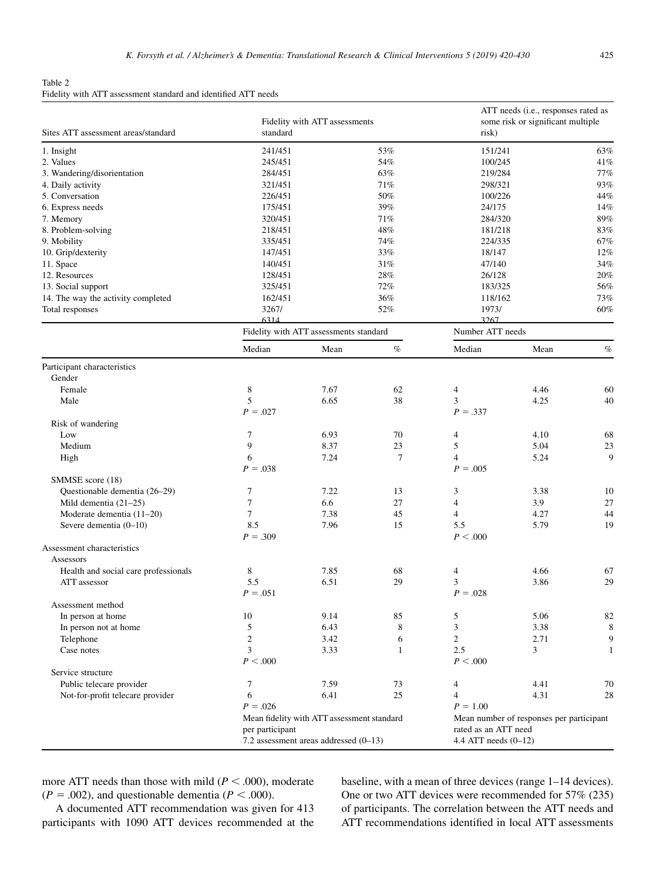Table 2
Fidelity with ATT assessment standard and identified ATT needs

| Sites ATT assessment areas/standard | Fidelity with ATT assessments standard | | | ATT needs (i.e., responses rated as some risk or significant multiple risk) | | |
|---|---|---|---|---|---|---|
| 1. Insight | 241/451 | | 53% | 151/241 | | 63% |
| 2. Values | 245/451 | | 54% | 100/245 | | 41% |
| 3. Wandering/disorientation | 284/451 | | 63% | 219/284 | | 77% |
| 4. Daily activity | 321/451 | | 71% | 298/321 | | 93% |
| 5. Conversation | 226/451 | | 50% | 100/226 | | 44% |
| 6. Express needs | 175/451 | | 39% | 24/175 | | 14% |
| 7. Memory | 320/451 | | 71% | 284/320 | | 89% |
| 8. Problem-solving | 218/451 | | 48% | 181/218 | | 83% |
| 9. Mobility | 335/451 | | 74% | 224/335 | | 67% |
| 10. Grip/dexterity | 147/451 | | 33% | 18/147 | | 12% |
| 11. Space | 140/451 | | 31% | 47/140 | | 34% |
| 12. Resources | 128/451 | | 28% | 26/128 | | 20% |
| 13. Social support | 325/451 | | 72% | 183/325 | | 56% |
| 14. The way the activity completed | 162/451 | | 36% | 118/162 | | 73% |
| Total responses | 3267/6314 | | 52% | 1973/3267 | | 60% |
| | Fidelity with ATT assessments standard | | | Number ATT needs | | |
| | Median | Mean | % | Median | Mean | % |
| Participant characteristics | | | | | | |
| Gender | | | | | | |
| Female | 8 | 7.67 | 62 | 4 | 4.46 | 60 |
| Male | 5 | 6.65 | 38 | 3 | 4.25 | 40 |
| | $P = .027$ | | | $P = .337$ | | |
| Risk of wandering | | | | | | |
| Low | 7 | 6.93 | 70 | 4 | 4.10 | 68 |
| Medium | 9 | 8.37 | 23 | 5 | 5.04 | 23 |
| High | 6 | 7.24 | 7 | 4 | 5.24 | 9 |
| | $P = .038$ | | | $P = .005$ | | |
| SMMSE score (18) | | | | | | |
| Questionable dementia (26–29) | 7 | 7.22 | 13 | 3 | 3.38 | 10 |
| Mild dementia (21–25) | 7 | 6.6 | 27 | 4 | 3.9 | 27 |
| Moderate dementia (11–20) | 7 | 7.38 | 45 | 4 | 4.27 | 44 |
| Severe dementia (0–10) | 8.5 | 7.96 | 15 | 5.5 | 5.79 | 19 |
| | $P = .309$ | | | $P < .000$ | | |
| Assessment characteristics | | | | | | |
| Assessors | | | | | | |
| Health and social care professionals | 8 | 7.85 | 68 | 4 | 4.66 | 67 |
| ATT assessor | 5.5 | 6.51 | 29 | 3 | 3.86 | 29 |
| | $P = .051$ | | | $P = .028$ | | |
| Assessment method | | | | | | |
| In person at home | 10 | 9.14 | 85 | 5 | 5.06 | 82 |
| In person not at home | 5 | 6.43 | 8 | 3 | 3.38 | 8 |
| Telephone | 2 | 3.42 | 6 | 2 | 2.71 | 9 |
| Case notes | 3 | 3.33 | 1 | 2.5 | 3 | 1 |
| | $P < .000$ | | | $P < .000$ | | |
| Service structure | | | | | | |
| Public telecare provider | 7 | 7.59 | 73 | 4 | 4.41 | 70 |
| Not-for-profit telecare provider | 6 | 6.41 | 25 | 4 | 4.31 | 28 |
| | $P = .026$ | | | $P = 1.00$ | | |
| | Mean fidelity with ATT assessment standard per participant 7.2 assessment areas addressed (0–13) | | | Mean number of responses per participant rated as an ATT need 4.4 ATT needs (0–12) | | |

more ATT needs than those with mild ($P < .000$), moderate ($P = .002$), and questionable dementia ($P < .000$).

A documented ATT recommendation was given for 413 participants with 1090 ATT devices recommended at the baseline, with a mean of three devices (range 1–14 devices). One or two ATT devices were recommended for 57% (235) of participants. The correlation between the ATT needs and ATT recommendations identified in local ATT assessments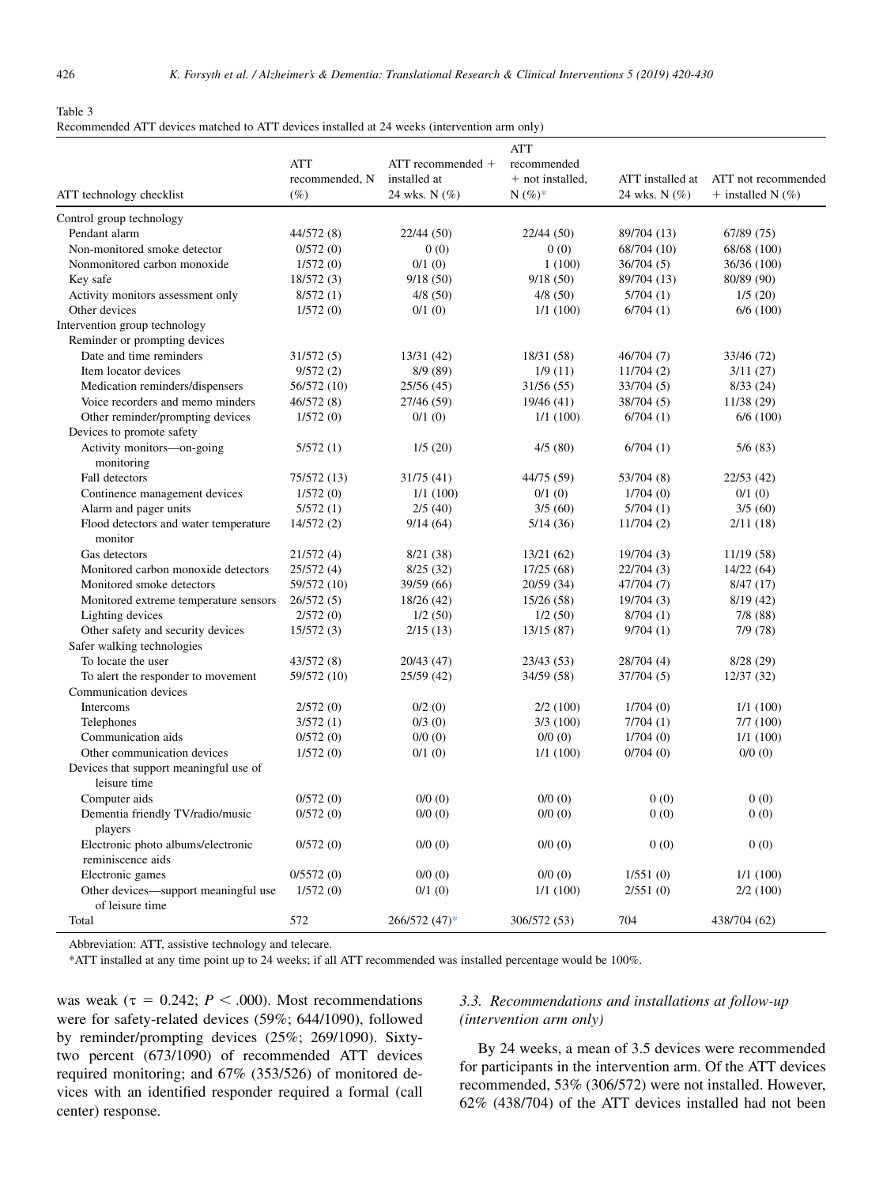Table 3
Recommended ATT devices matched to ATT devices installed at 24 weeks (intervention arm only)

| ATT technology checklist | ATT recommended, N (%) | ATT recommended + installed at 24 wks. N (%) | ATT recommended + not installed, N (%)* | ATT installed at 24 wks. N (%) | ATT not recommended + installed N (%) |
|---|---|---|---|---|---|
| Control group technology | | | | | |
| Pendant alarm | 44/572 (8) | 22/44 (50) | 22/44 (50) | 89/704 (13) | 67/89 (75) |
| Non-monitored smoke detector | 0/572 (0) | 0 (0) | 0 (0) | 68/704 (10) | 68/68 (100) |
| Nonmonitored carbon monoxide | 1/572 (0) | 0/1 (0) | 1 (100) | 36/704 (5) | 36/36 (100) |
| Key safe | 18/572 (3) | 9/18 (50) | 9/18 (50) | 89/704 (13) | 80/89 (90) |
| Activity monitors assessment only | 8/572 (1) | 4/8 (50) | 4/8 (50) | 5/704 (1) | 1/5 (20) |
| Other devices | 1/572 (0) | 0/1 (0) | 1/1 (100) | 6/704 (1) | 6/6 (100) |
| Intervention group technology | | | | | |
| Reminder or prompting devices | | | | | |
| Date and time reminders | 31/572 (5) | 13/31 (42) | 18/31 (58) | 46/704 (7) | 33/46 (72) |
| Item locator devices | 9/572 (2) | 8/9 (89) | 1/9 (11) | 11/704 (2) | 3/11 (27) |
| Medication reminders/dispensers | 56/572 (10) | 25/56 (45) | 31/56 (55) | 33/704 (5) | 8/33 (24) |
| Voice recorders and memo minders | 46/572 (8) | 27/46 (59) | 19/46 (41) | 38/704 (5) | 11/38 (29) |
| Other reminder/prompting devices | 1/572 (0) | 0/1 (0) | 1/1 (100) | 6/704 (1) | 6/6 (100) |
| Devices to promote safety | | | | | |
| Activity monitors—on-going monitoring | 5/572 (1) | 1/5 (20) | 4/5 (80) | 6/704 (1) | 5/6 (83) |
| Fall detectors | 75/572 (13) | 31/75 (41) | 44/75 (59) | 53/704 (8) | 22/53 (42) |
| Continence management devices | 1/572 (0) | 1/1 (100) | 0/1 (0) | 1/704 (0) | 0/1 (0) |
| Alarm and pager units | 5/572 (1) | 2/5 (40) | 3/5 (60) | 5/704 (1) | 3/5 (60) |
| Flood detectors and water temperature monitor | 14/572 (2) | 9/14 (64) | 5/14 (36) | 11/704 (2) | 2/11 (18) |
| Gas detectors | 21/572 (4) | 8/21 (38) | 13/21 (62) | 19/704 (3) | 11/19 (58) |
| Monitored carbon monoxide detectors | 25/572 (4) | 8/25 (32) | 17/25 (68) | 22/704 (3) | 14/22 (64) |
| Monitored smoke detectors | 59/572 (10) | 39/59 (66) | 20/59 (34) | 47/704 (7) | 8/47 (17) |
| Monitored extreme temperature sensors | 26/572 (5) | 18/26 (42) | 15/26 (58) | 19/704 (3) | 8/19 (42) |
| Lighting devices | 2/572 (0) | 1/2 (50) | 1/2 (50) | 8/704 (1) | 7/8 (88) |
| Other safety and security devices | 15/572 (3) | 2/15 (13) | 13/15 (87) | 9/704 (1) | 7/9 (78) |
| Safer walking technologies | | | | | |
| To locate the user | 43/572 (8) | 20/43 (47) | 23/43 (53) | 28/704 (4) | 8/28 (29) |
| To alert the responder to movement | 59/572 (10) | 25/59 (42) | 34/59 (58) | 37/704 (5) | 12/37 (32) |
| Communication devices | | | | | |
| Intercoms | 2/572 (0) | 0/2 (0) | 2/2 (100) | 1/704 (0) | 1/1 (100) |
| Telephones | 3/572 (1) | 0/3 (0) | 3/3 (100) | 7/704 (1) | 7/7 (100) |
| Communication aids | 0/572 (0) | 0/0 (0) | 0/0 (0) | 1/704 (0) | 1/1 (100) |
| Other communication devices | 1/572 (0) | 0/1 (0) | 1/1 (100) | 0/704 (0) | 0/0 (0) |
| Devices that support meaningful use of leisure time | | | | | |
| Computer aids | 0/572 (0) | 0/0 (0) | 0/0 (0) | 0 (0) | 0 (0) |
| Dementia friendly TV/radio/music players | 0/572 (0) | 0/0 (0) | 0/0 (0) | 0 (0) | 0 (0) |
| Electronic photo albums/electronic reminiscence aids | 0/572 (0) | 0/0 (0) | 0/0 (0) | 0 (0) | 0 (0) |
| Electronic games | 0/5572 (0) | 0/0 (0) | 0/0 (0) | 1/551 (0) | 1/1 (100) |
| Other devices—support meaningful use of leisure time | 1/572 (0) | 0/1 (0) | 1/1 (100) | 2/551 (0) | 2/2 (100) |
| Total | 572 | 266/572 (47)* | 306/572 (53) | 704 | 438/704 (62) |

Abbreviation: ATT, assistive technology and telecare.

*ATT installed at any time point up to 24 weeks; if all ATT recommended was installed percentage would be 100%.

was weak ($\tau = 0.242$; $P < .000$). Most recommendations were for safety-related devices (59%; 644/1090), followed by reminder/prompting devices (25%; 269/1090). Sixty-two percent (673/1090) of recommended ATT devices required monitoring; and 67% (353/526) of monitored devices with an identified responder required a formal (call center) response.

### 3.3. Recommendations and installations at follow-up (intervention arm only)

By 24 weeks, a mean of 3.5 devices were recommended for participants in the intervention arm. Of the ATT devices recommended, 53% (306/572) were not installed. However, 62% (438/704) of the ATT devices installed had not been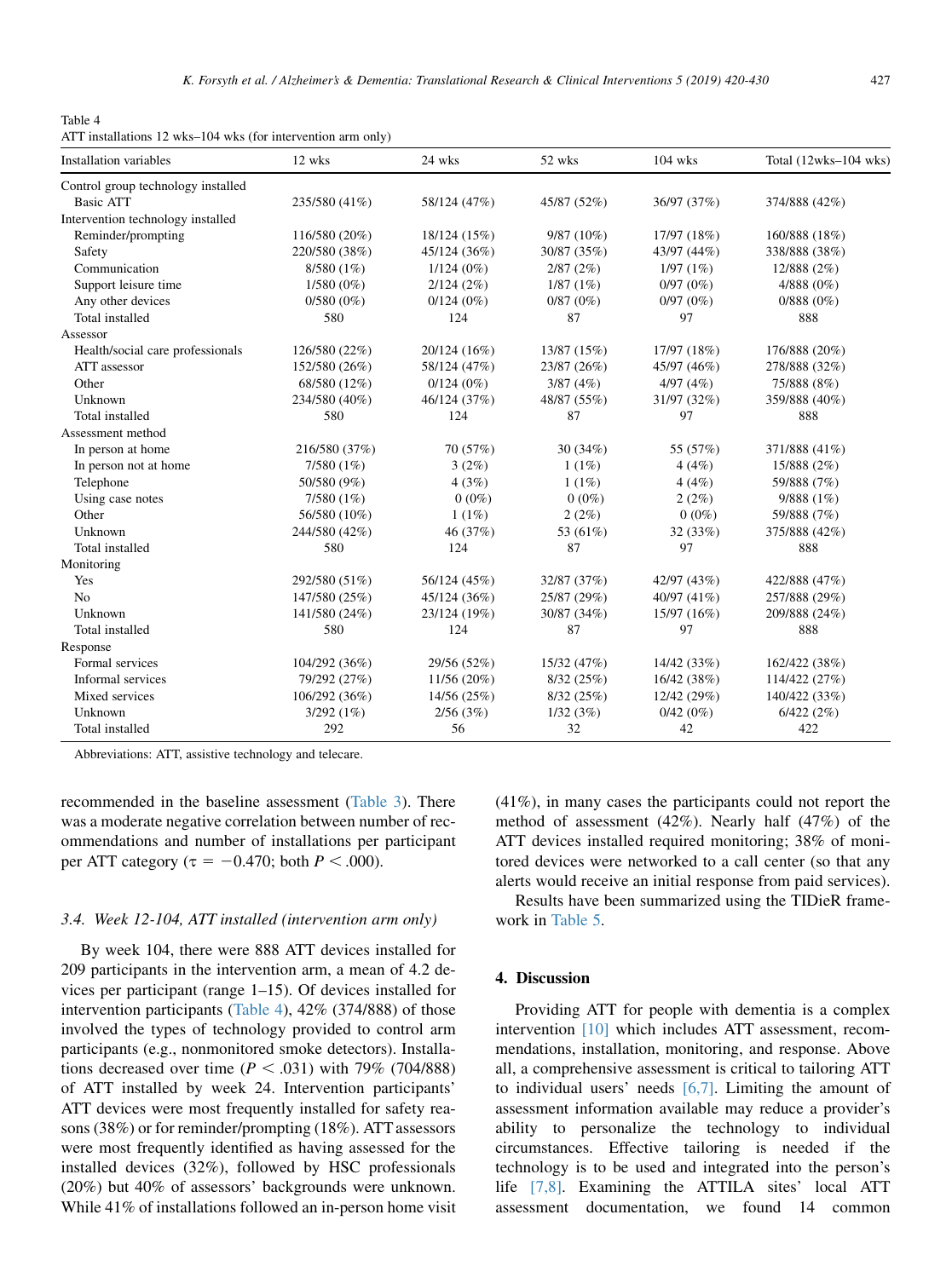Table 4
ATT installations 12 wks–104 wks (for intervention arm only)

| Installation variables | 12 wks | 24 wks | 52 wks | 104 wks | Total (12wks–104 wks) |
|---|---|---|---|---|---|
| Control group technology installed | | | | | |
| Basic ATT | 235/580 (41%) | 58/124 (47%) | 45/87 (52%) | 36/97 (37%) | 374/888 (42%) |
| Intervention technology installed | | | | | |
| Reminder/prompting | 116/580 (20%) | 18/124 (15%) | 9/87 (10%) | 17/97 (18%) | 160/888 (18%) |
| Safety | 220/580 (38%) | 45/124 (36%) | 30/87 (35%) | 43/97 (44%) | 338/888 (38%) |
| Communication | 8/580 (1%) | 1/124 (0%) | 2/87 (2%) | 1/97 (1%) | 12/888 (2%) |
| Support leisure time | 1/580 (0%) | 2/124 (2%) | 1/87 (1%) | 0/97 (0%) | 4/888 (0%) |
| Any other devices | 0/580 (0%) | 0/124 (0%) | 0/87 (0%) | 0/97 (0%) | 0/888 (0%) |
| Total installed | 580 | 124 | 87 | 97 | 888 |
| Assessor | | | | | |
| Health/social care professionals | 126/580 (22%) | 20/124 (16%) | 13/87 (15%) | 17/97 (18%) | 176/888 (20%) |
| ATT assessor | 152/580 (26%) | 58/124 (47%) | 23/87 (26%) | 45/97 (46%) | 278/888 (32%) |
| Other | 68/580 (12%) | 0/124 (0%) | 3/87 (4%) | 4/97 (4%) | 75/888 (8%) |
| Unknown | 234/580 (40%) | 46/124 (37%) | 48/87 (55%) | 31/97 (32%) | 359/888 (40%) |
| Total installed | 580 | 124 | 87 | 97 | 888 |
| Assessment method | | | | | |
| In person at home | 216/580 (37%) | 70 (57%) | 30 (34%) | 55 (57%) | 371/888 (41%) |
| In person not at home | 7/580 (1%) | 3 (2%) | 1 (1%) | 4 (4%) | 15/888 (2%) |
| Telephone | 50/580 (9%) | 4 (3%) | 1 (1%) | 4 (4%) | 59/888 (7%) |
| Using case notes | 7/580 (1%) | 0 (0%) | 0 (0%) | 2 (2%) | 9/888 (1%) |
| Other | 56/580 (10%) | 1 (1%) | 2 (2%) | 0 (0%) | 59/888 (7%) |
| Unknown | 244/580 (42%) | 46 (37%) | 53 (61%) | 32 (33%) | 375/888 (42%) |
| Total installed | 580 | 124 | 87 | 97 | 888 |
| Monitoring | | | | | |
| Yes | 292/580 (51%) | 56/124 (45%) | 32/87 (37%) | 42/97 (43%) | 422/888 (47%) |
| No | 147/580 (25%) | 45/124 (36%) | 25/87 (29%) | 40/97 (41%) | 257/888 (29%) |
| Unknown | 141/580 (24%) | 23/124 (19%) | 30/87 (34%) | 15/97 (16%) | 209/888 (24%) |
| Total installed | 580 | 124 | 87 | 97 | 888 |
| Response | | | | | |
| Formal services | 104/292 (36%) | 29/56 (52%) | 15/32 (47%) | 14/42 (33%) | 162/422 (38%) |
| Informal services | 79/292 (27%) | 11/56 (20%) | 8/32 (25%) | 16/42 (38%) | 114/422 (27%) |
| Mixed services | 106/292 (36%) | 14/56 (25%) | 8/32 (25%) | 12/42 (29%) | 140/422 (33%) |
| Unknown | 3/292 (1%) | 2/56 (3%) | 1/32 (3%) | 0/42 (0%) | 6/422 (2%) |
| Total installed | 292 | 56 | 32 | 42 | 422 |

Abbreviations: ATT, assistive technology and telecare.

recommended in the baseline assessment (Table 3). There was a moderate negative correlation between number of recommendations and number of installations per participant per ATT category ($\tau = -0.470$; both $P < .000$).

### 3.4. Week 12-104, ATT installed (intervention arm only)

By week 104, there were 888 ATT devices installed for 209 participants in the intervention arm, a mean of 4.2 devices per participant (range 1–15). Of devices installed for intervention participants (Table 4), 42% (374/888) of those involved the types of technology provided to control arm participants (e.g., nonmonitored smoke detectors). Installations decreased over time ($P < .031$) with 79% (704/888) of ATT installed by week 24. Intervention participants' ATT devices were most frequently installed for safety reasons (38%) or for reminder/prompting (18%). ATT assessors were most frequently identified as having assessed for the installed devices (32%), followed by HSC professionals (20%) but 40% of assessors' backgrounds were unknown. While 41% of installations followed an in-person home visit (41%), in many cases the participants could not report the method of assessment (42%). Nearly half (47%) of the ATT devices installed required monitoring; 38% of monitored devices were networked to a call center (so that any alerts would receive an initial response from paid services).

Results have been summarized using the TIDieR framework in Table 5.

## 4. Discussion

Providing ATT for people with dementia is a complex intervention [10] which includes ATT assessment, recommendations, installation, monitoring, and response. Above all, a comprehensive assessment is critical to tailoring ATT to individual users' needs [6,7]. Limiting the amount of assessment information available may reduce a provider's ability to personalize the technology to individual circumstances. Effective tailoring is needed if the technology is to be used and integrated into the person's life [7,8]. Examining the ATTILA sites' local ATT assessment documentation, we found 14 common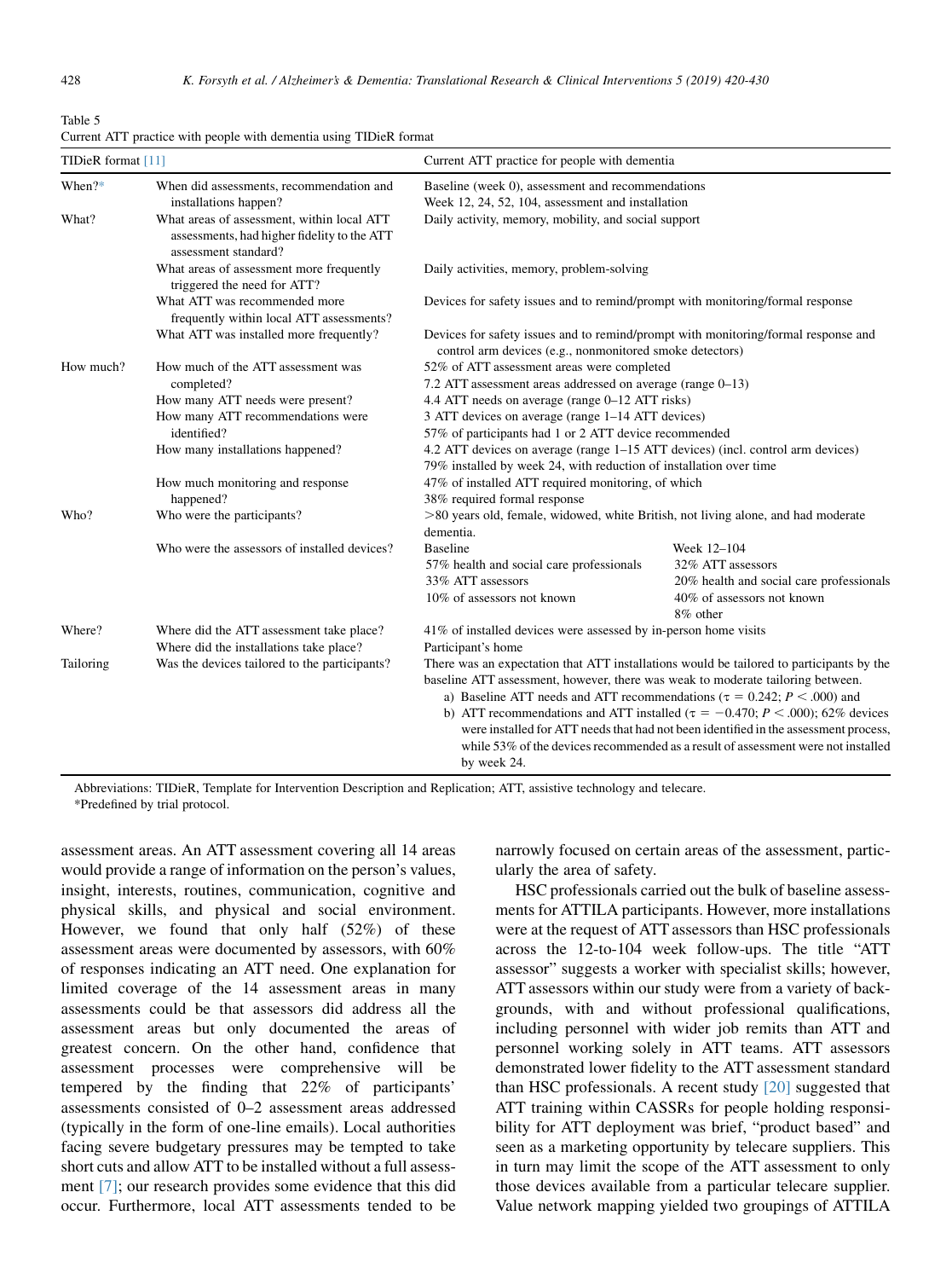Table 5
Current ATT practice with people with dementia using TIDieR format

| TIDieR format [11] | | Current ATT practice for people with dementia | |
|---|---|---|---|
| When?* | When did assessments, recommendation and installations happen? | Baseline (week 0), assessment and recommendations<br>Week 12, 24, 52, 104, assessment and installation | |
| What? | What areas of assessment, within local ATT assessments, had higher fidelity to the ATT assessment standard? | Daily activity, memory, mobility, and social support | |
| | What areas of assessment more frequently triggered the need for ATT? | Daily activities, memory, problem-solving | |
| | What ATT was recommended more frequently within local ATT assessments? | Devices for safety issues and to remind/prompt with monitoring/formal response | |
| | What ATT was installed more frequently? | Devices for safety issues and to remind/prompt with monitoring/formal response and control arm devices (e.g., nonmonitored smoke detectors) | |
| How much? | How much of the ATT assessment was completed? | 52% of ATT assessment areas were completed<br>7.2 ATT assessment areas addressed on average (range 0–13) | |
| | How many ATT needs were present? | 4.4 ATT needs on average (range 0–12 ATT risks) | |
| | How many ATT recommendations were identified? | 3 ATT devices on average (range 1–14 ATT devices)<br>57% of participants had 1 or 2 ATT device recommended | |
| | How many installations happened? | 4.2 ATT devices on average (range 1–15 ATT devices) (incl. control arm devices)<br>79% installed by week 24, with reduction of installation over time | |
| | How much monitoring and response happened? | 47% of installed ATT required monitoring, of which<br>38% required formal response | |
| Who? | Who were the participants? | >80 years old, female, widowed, white British, not living alone, and had moderate dementia. | |
| | Who were the assessors of installed devices? | Baseline<br>57% health and social care professionals<br>33% ATT assessors<br>10% of assessors not known | Week 12–104<br>32% ATT assessors<br>20% health and social care professionals<br>40% of assessors not known<br>8% other |
| Where? | Where did the ATT assessment take place? | 41% of installed devices were assessed by in-person home visits | |
| | Where did the installations take place? | Participant's home | |
| Tailoring | Was the devices tailored to the participants? | There was an expectation that ATT installations would be tailored to participants by the baseline ATT assessment, however, there was weak to moderate tailoring between.<br>a) Baseline ATT needs and ATT recommendations ($\tau = 0.242$; $P < .000$) and<br>b) ATT recommendations and ATT installed ($\tau = -0.470$; $P < .000$); 62% devices were installed for ATT needs that had not been identified in the assessment process, while 53% of the devices recommended as a result of assessment were not installed by week 24. | |

Abbreviations: TIDieR, Template for Intervention Description and Replication; ATT, assistive technology and telecare.
*Predefined by trial protocol.

assessment areas. An ATT assessment covering all 14 areas would provide a range of information on the person's values, insight, interests, routines, communication, cognitive and physical skills, and physical and social environment. However, we found that only half (52%) of these assessment areas were documented by assessors, with 60% of responses indicating an ATT need. One explanation for limited coverage of the 14 assessment areas in many assessments could be that assessors did address all the assessment areas but only documented the areas of greatest concern. On the other hand, confidence that assessment processes were comprehensive will be tempered by the finding that 22% of participants' assessments consisted of 0–2 assessment areas addressed (typically in the form of one-line emails). Local authorities facing severe budgetary pressures may be tempted to take short cuts and allow ATT to be installed without a full assessment [7]; our research provides some evidence that this did occur. Furthermore, local ATT assessments tended to be narrowly focused on certain areas of the assessment, particularly the area of safety.

HSC professionals carried out the bulk of baseline assessments for ATTILA participants. However, more installations were at the request of ATT assessors than HSC professionals across the 12-to-104 week follow-ups. The title "ATT assessor" suggests a worker with specialist skills; however, ATT assessors within our study were from a variety of backgrounds, with and without professional qualifications, including personnel with wider job remits than ATT and personnel working solely in ATT teams. ATT assessors demonstrated lower fidelity to the ATT assessment standard than HSC professionals. A recent study [20] suggested that ATT training within CASSRs for people holding responsibility for ATT deployment was brief, "product based" and seen as a marketing opportunity by telecare suppliers. This in turn may limit the scope of the ATT assessment to only those devices available from a particular telecare supplier. Value network mapping yielded two groupings of ATTILA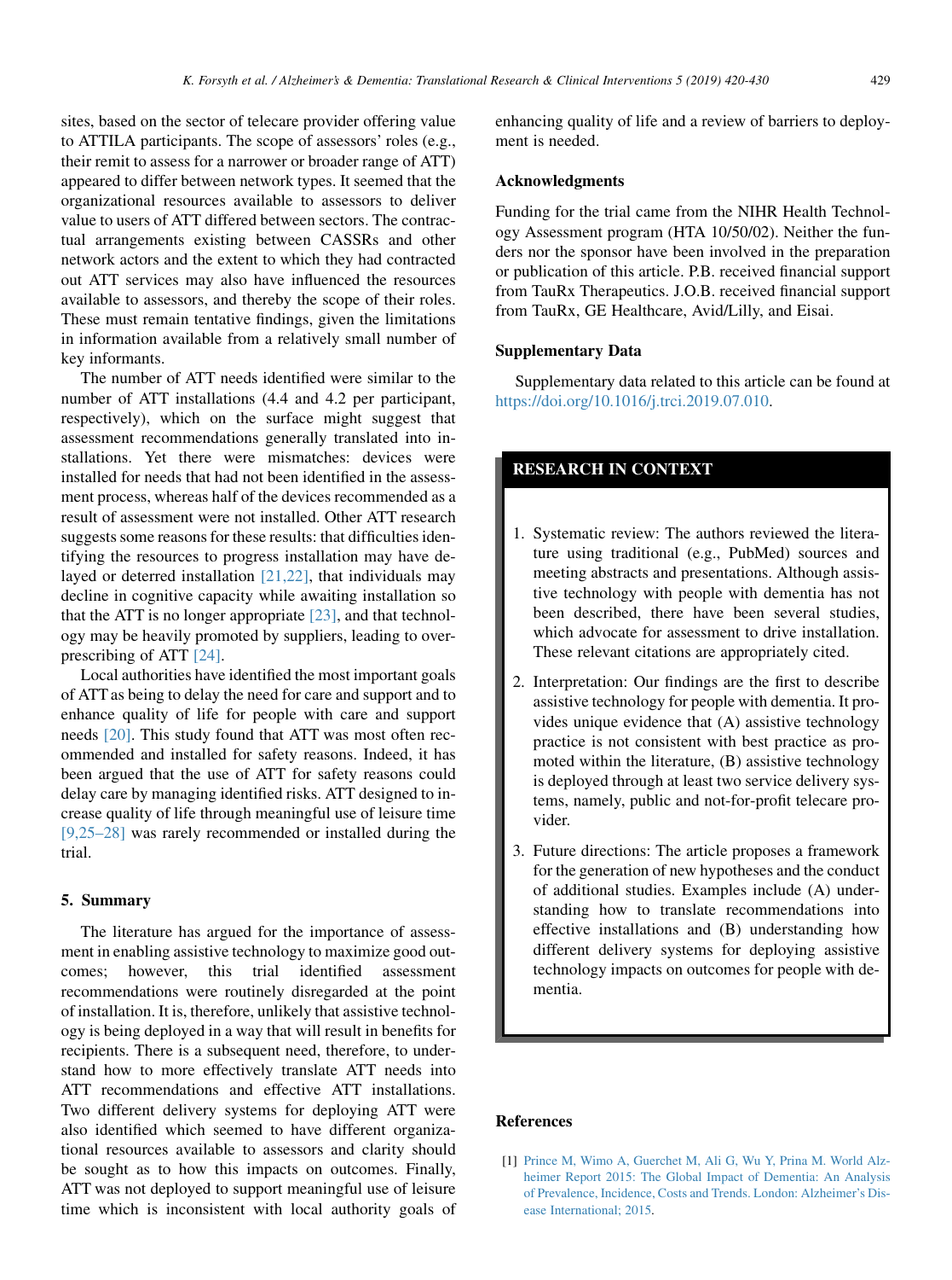sites, based on the sector of telecare provider offering value to ATTILA participants. The scope of assessors' roles (e.g., their remit to assess for a narrower or broader range of ATT) appeared to differ between network types. It seemed that the organizational resources available to assessors to deliver value to users of ATT differed between sectors. The contractual arrangements existing between CASSRs and other network actors and the extent to which they had contracted out ATT services may also have influenced the resources available to assessors, and thereby the scope of their roles. These must remain tentative findings, given the limitations in information available from a relatively small number of key informants.

The number of ATT needs identified were similar to the number of ATT installations (4.4 and 4.2 per participant, respectively), which on the surface might suggest that assessment recommendations generally translated into installations. Yet there were mismatches: devices were installed for needs that had not been identified in the assessment process, whereas half of the devices recommended as a result of assessment were not installed. Other ATT research suggests some reasons for these results: that difficulties identifying the resources to progress installation may have delayed or deferred installation [21,22], that individuals may decline in cognitive capacity while awaiting installation so that the ATT is no longer appropriate [23], and that technology may be heavily promoted by suppliers, leading to over-prescribing of ATT [24].

Local authorities have identified the most important goals of ATT as being to delay the need for care and support and to enhance quality of life for people with care and support needs [20]. This study found that ATT was most often recommended and installed for safety reasons. Indeed, it has been argued that the use of ATT for safety reasons could delay care by managing identified risks. ATT designed to increase quality of life through meaningful use of leisure time [9,25–28] was rarely recommended or installed during the trial.

## 5. Summary

The literature has argued for the importance of assessment in enabling assistive technology to maximize good outcomes; however, this trial identified assessment recommendations were routinely disregarded at the point of installation. It is, therefore, unlikely that assistive technology is being deployed in a way that will result in benefits for recipients. There is a subsequent need, therefore, to understand how to more effectively translate ATT needs into ATT recommendations and effective ATT installations. Two different delivery systems for deploying ATT were also identified which seemed to have different organizational resources available to assessors and clarity should be sought as to how this impacts on outcomes. Finally, ATT was not deployed to support meaningful use of leisure time which is inconsistent with local authority goals of enhancing quality of life and a review of barriers to deployment is needed.

### Acknowledgments

Funding for the trial came from the NIHR Health Technology Assessment program (HTA 10/50/02). Neither the funders nor the sponsor have been involved in the preparation or publication of this article. P.B. received financial support from TauRx Therapeutics. J.O.B. received financial support from TauRx, GE Healthcare, Avid/Lilly, and Eisai.

### Supplementary Data

Supplementary data related to this article can be found at https://doi.org/10.1016/j.trci.2019.07.010.

### RESEARCH IN CONTEXT

1. Systematic review: The authors reviewed the literature using traditional (e.g., PubMed) sources and meeting abstracts and presentations. Although assistive technology with people with dementia has not been described, there have been several studies, which advocate for assessment to drive installation. These relevant citations are appropriately cited.
2. Interpretation: Our findings are the first to describe assistive technology for people with dementia. It provides unique evidence that (A) assistive technology practice is not consistent with best practice as promoted within the literature, (B) assistive technology is deployed through at least two service delivery systems, namely, public and not-for-profit telecare provider.
3. Future directions: The article proposes a framework for the generation of new hypotheses and the conduct of additional studies. Examples include (A) understanding how to translate recommendations into effective installations and (B) understanding how different delivery systems for deploying assistive technology impacts on outcomes for people with dementia.

### References

[1] Prince M, Wimo A, Guerchet M, Ali G, Wu Y, Prina M. World Alzheimer Report 2015: The Global Impact of Dementia: An Analysis of Prevalence, Incidence, Costs and Trends. London: Alzheimer's Disease International; 2015.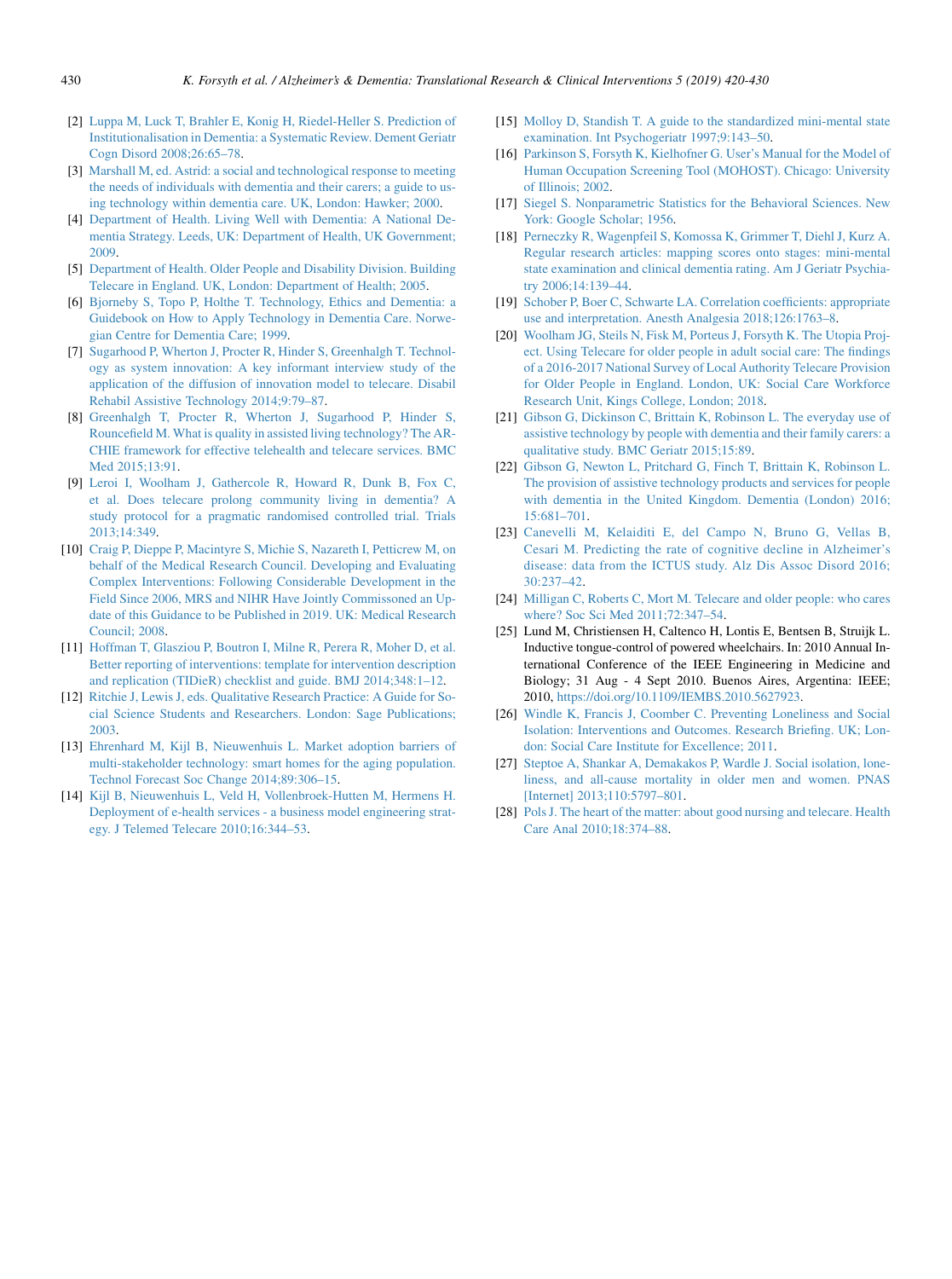[2] Luppa M, Luck T, Brahler E, Konig H, Riedel-Heller S. Prediction of Institutionalisation in Dementia: a Systematic Review. Dement Geriatr Cogn Disord 2008;26:65–78.

[3] Marshall M, ed. Astrid: a social and technological response to meeting the needs of individuals with dementia and their carers; a guide to using technology within dementia care. UK, London: Hawker; 2000.

[4] Department of Health. Living Well with Dementia: A National Dementia Strategy. Leeds, UK: Department of Health, UK Government; 2009.

[5] Department of Health. Older People and Disability Division. Building Telecare in England. UK, London: Department of Health; 2005.

[6] Bjorneby S, Topo P, Holthe T. Technology, Ethics and Dementia: a Guidebook on How to Apply Technology in Dementia Care. Norwegian Centre for Dementia Care; 1999.

[7] Sugarhood P, Wherton J, Procter R, Hinder S, Greenhalgh T. Technology as system innovation: A key informant interview study of the application of the diffusion of innovation model to telecare. Disabil Rehabil Assistive Technology 2014;9:79–87.

[8] Greenhalgh T, Procter R, Wherton J, Sugarhood P, Hinder S, Rouncefield M. What is quality in assisted living technology? The ARCHIE framework for effective telehealth and telecare services. BMC Med 2015;13:91.

[9] Leroi I, Woolham J, Gathercole R, Howard R, Dunk B, Fox C, et al. Does telecare prolong community living in dementia? A study protocol for a pragmatic randomised controlled trial. Trials 2013;14:349.

[10] Craig P, Dieppe P, Macintyre S, Michie S, Nazareth I, Petticrew M, on behalf of the Medical Research Council. Developing and Evaluating Complex Interventions: Following Considerable Development in the Field Since 2006, MRS and NIHR Have Jointly Commissioned an Update of this Guidance to be Published in 2019. UK: Medical Research Council; 2008.

[11] Hoffman T, Glasziou P, Boutron I, Milne R, Perera R, Moher D, et al. Better reporting of interventions: template for intervention description and replication (TIDieR) checklist and guide. BMJ 2014;348:1–12.

[12] Ritchie J, Lewis J, eds. Qualitative Research Practice: A Guide for Social Science Students and Researchers. London: Sage Publications; 2003.

[13] Ehrenhard M, Kijl B, Nieuwenhuis L. Market adoption barriers of multi-stakeholder technology: smart homes for the aging population. Technol Forecast Soc Change 2014;89:306–15.

[14] Kijl B, Nieuwenhuis L, Veld H, Vollenbroek-Hutten M, Hermens H. Deployment of e-health services - a business model engineering strategy. J Telemed Telecare 2010;16:344–53.

[15] Molloy D, Standish T. A guide to the standardized mini-mental state examination. Int Psychogeriatr 1997;9:143–50.

[16] Parkinson S, Forsyth K, Kielhofner G. User's Manual for the Model of Human Occupation Screening Tool (MOHOST). Chicago: University of Illinois; 2002.

[17] Siegel S. Nonparametric Statistics for the Behavioral Sciences. New York: Google Scholar; 1956.

[18] Perneczky R, Wagenpfeil S, Komossa K, Grimmer T, Diehl J, Kurz A. Regular research articles: mapping scores onto stages: mini-mental state examination and clinical dementia rating. Am J Geriatr Psychiatry 2006;14:139–44.

[19] Schober P, Boer C, Schwarte LA. Correlation coefficients: appropriate use and interpretation. Anesth Analgesia 2018;126:1763–8.

[20] Woolham JG, Steils N, Fisk M, Porteus J, Forsyth K. The Utopia Project. Using Telecare for older people in adult social care: The findings of a 2016-2017 National Survey of Local Authority Telecare Provision for Older People in England. London, UK: Social Care Workforce Research Unit, Kings College, London; 2018.

[21] Gibson G, Dickinson C, Brittain K, Robinson L. The everyday use of assistive technology by people with dementia and their family carers: a qualitative study. BMC Geriatr 2015;15:89.

[22] Gibson G, Newton L, Pritchard G, Finch T, Brittain K, Robinson L. The provision of assistive technology products and services for people with dementia in the United Kingdom. Dementia (London) 2016; 15:681–701.

[23] Canevelli M, Kelaiditi E, del Campo N, Bruno G, Vellas B, Cesari M. Predicting the rate of cognitive decline in Alzheimer's disease: data from the ICTUS study. Alz Dis Assoc Disord 2016; 30:237–42.

[24] Milligan C, Roberts C, Mort M. Telecare and older people: who cares where? Soc Sci Med 2011;72:347–54.

[25] Lund M, Christiensen H, Caltenco H, Lontis E, Bentsen B, Struijk L. Inductive tongue-control of powered wheelchairs. In: 2010 Annual International Conference of the IEEE Engineering in Medicine and Biology; 31 Aug - 4 Sept 2010. Buenos Aires, Argentina: IEEE; 2010, https://doi.org/10.1109/IEMBS.2010.5627923.

[26] Windle K, Francis J, Coomber C. Preventing Loneliness and Social Isolation: Interventions and Outcomes. Research Briefing. UK; London: Social Care Institute for Excellence; 2011.

[27] Steptoe A, Shankar A, Demakakos P, Wardle J. Social isolation, loneliness, and all-cause mortality in older men and women. PNAS [Internet] 2013;110:5797–801.

[28] Pols J. The heart of the matter: about good nursing and telecare. Health Care Anal 2010;18:374–88.